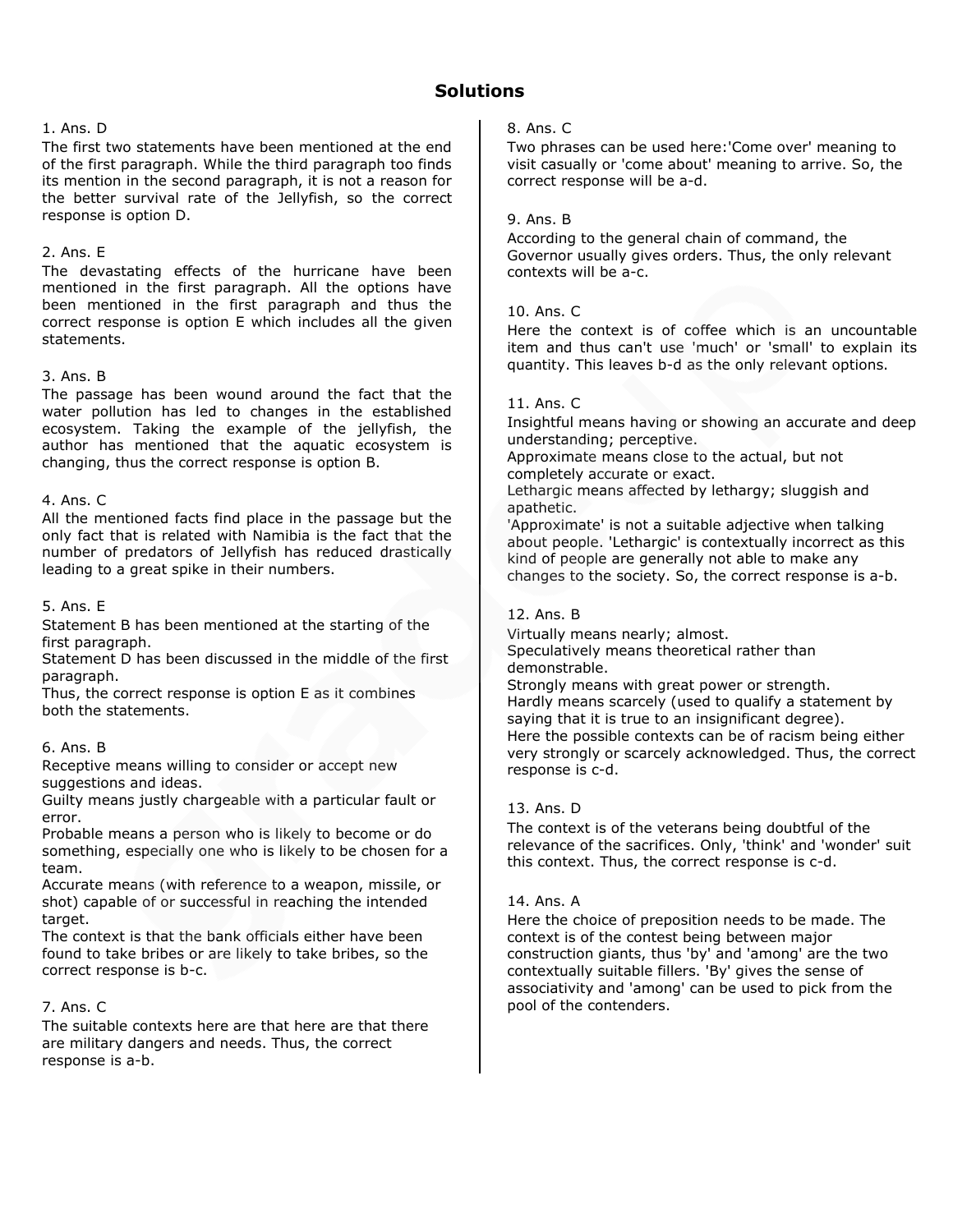# Solutions

1. Ans. D
The first two statements have been mentioned at the end of the first paragraph. While the third paragraph too finds its mention in the second paragraph, it is not a reason for the better survival rate of the Jellyfish, so the correct response is option D.

2. Ans. E
The devastating effects of the hurricane have been mentioned in the first paragraph. All the options have been mentioned in the first paragraph and thus the correct response is option E which includes all the given statements.

3. Ans. B
The passage has been wound around the fact that the water pollution has led to changes in the established ecosystem. Taking the example of the jellyfish, the author has mentioned that the aquatic ecosystem is changing, thus the correct response is option B.

4. Ans. C
All the mentioned facts find place in the passage but the only fact that is related with Namibia is the fact that the number of predators of Jellyfish has reduced drastically leading to a great spike in their numbers.

5. Ans. E
Statement B has been mentioned at the starting of the first paragraph.
Statement D has been discussed in the middle of the first paragraph.
Thus, the correct response is option E as it combines both the statements.

6. Ans. B
Receptive means willing to consider or accept new suggestions and ideas.
Guilty means justly chargeable with a particular fault or error.
Probable means a person who is likely to become or do something, especially one who is likely to be chosen for a team.
Accurate means (with reference to a weapon, missile, or shot) capable of or successful in reaching the intended target.
The context is that the bank officials either have been found to take bribes or are likely to take bribes, so the correct response is b-c.

7. Ans. C
The suitable contexts here are that here are that there are military dangers and needs. Thus, the correct response is a-b.

8. Ans. C
Two phrases can be used here:'Come over' meaning to visit casually or 'come about' meaning to arrive. So, the correct response will be a-d.

9. Ans. B
According to the general chain of command, the Governor usually gives orders. Thus, the only relevant contexts will be a-c.

10. Ans. C
Here the context is of coffee which is an uncountable item and thus can't use 'much' or 'small' to explain its quantity. This leaves b-d as the only relevant options.

11. Ans. C
Insightful means having or showing an accurate and deep understanding; perceptive.
Approximate means close to the actual, but not completely accurate or exact.
Lethargic means affected by lethargy; sluggish and apathetic.
'Approximate' is not a suitable adjective when talking about people. 'Lethargic' is contextually incorrect as this kind of people are generally not able to make any changes to the society. So, the correct response is a-b.

12. Ans. B
Virtually means nearly; almost.
Speculatively means theoretical rather than demonstrable.
Strongly means with great power or strength.
Hardly means scarcely (used to qualify a statement by saying that it is true to an insignificant degree).
Here the possible contexts can be of racism being either very strongly or scarcely acknowledged. Thus, the correct response is c-d.

13. Ans. D
The context is of the veterans being doubtful of the relevance of the sacrifices. Only, 'think' and 'wonder' suit this context. Thus, the correct response is c-d.

14. Ans. A
Here the choice of preposition needs to be made. The context is of the contest being between major construction giants, thus 'by' and 'among' are the two contextually suitable fillers. 'By' gives the sense of associativity and 'among' can be used to pick from the pool of the contenders.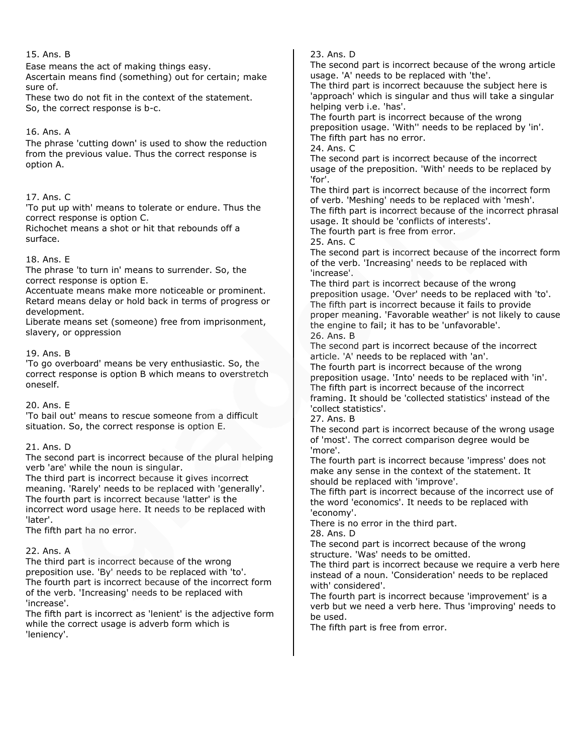15. Ans. B

Ease means the act of making things easy.
Ascertain means find (something) out for certain; make sure of.
These two do not fit in the context of the statement.
So, the correct response is b-c.

16. Ans. A

The phrase 'cutting down' is used to show the reduction from the previous value. Thus the correct response is option A.

17. Ans. C

'To put up with' means to tolerate or endure. Thus the correct response is option C.
Richochet means a shot or hit that rebounds off a surface.

18. Ans. E

The phrase 'to turn in' means to surrender. So, the correct response is option E.
Accentuate means make more noticeable or prominent.
Retard means delay or hold back in terms of progress or development.
Liberate means set (someone) free from imprisonment, slavery, or oppression

19. Ans. B

'To go overboard' means be very enthusiastic. So, the correct response is option B which means to overstretch oneself.

20. Ans. E

'To bail out' means to rescue someone from a difficult situation. So, the correct response is option E.

21. Ans. D

The second part is incorrect because of the plural helping verb 'are' while the noun is singular.
The third part is incorrect because it gives incorrect meaning. 'Rarely' needs to be replaced with 'generally'.
The fourth part is incorrect because 'latter' is the incorrect word usage here. It needs to be replaced with 'later'.
The fifth part ha no error.

22. Ans. A

The third part is incorrect because of the wrong preposition use. 'By' needs to be replaced with 'to'.
The fourth part is incorrect because of the incorrect form of the verb. 'Increasing' needs to be replaced with 'increase'.
The fifth part is incorrect as 'lenient' is the adjective form while the correct usage is adverb form which is 'leniency'.

23. Ans. D

The second part is incorrect because of the wrong article usage. 'A' needs to be replaced with 'the'.
The third part is incorrect becauuse the subject here is 'approach' which is singular and thus will take a singular helping verb i.e. 'has'.
The fourth part is incorrect because of the wrong preposition usage. 'With'' needs to be replaced by 'in'.
The fifth part has no error.

24. Ans. C

The second part is incorrect because of the incorrect usage of the preposition. 'With' needs to be replaced by 'for'.
The third part is incorrect because of the incorrect form of verb. 'Meshing' needs to be replaced with 'mesh'.
The fifth part is incorrect because of the incorrect phrasal usage. It should be 'conflicts of interests'.
The fourth part is free from error.

25. Ans. C

The second part is incorrect because of the incorrect form of the verb. 'Increasing' needs to be replaced with 'increase'.
The third part is incorrect because of the wrong preposition usage. 'Over' needs to be replaced with 'to'.
The fifth part is incorrect because it fails to provide proper meaning. 'Favorable weather' is not likely to cause the engine to fail; it has to be 'unfavorable'.

26. Ans. B

The second part is incorrect because of the incorrect article. 'A' needs to be replaced with 'an'.
The fourth part is incorrect because of the wrong preposition usage. 'Into' needs to be replaced with 'in'.
The fifth part is incorrect because of the incorrect framing. It should be 'collected statistics' instead of the 'collect statistics'.

27. Ans. B

The second part is incorrect because of the wrong usage of 'most'. The correct comparison degree would be 'more'.
The fourth part is incorrect because 'impress' does not make any sense in the context of the statement. It should be replaced with 'improve'.
The fifth part is incorrect because of the incorrect use of the word 'economics'. It needs to be replaced with 'economy'.
There is no error in the third part.

28. Ans. D

The second part is incorrect because of the wrong structure. 'Was' needs to be omitted.
The third part is incorrect because we require a verb here instead of a noun. 'Consideration' needs to be replaced with' considered'.
The fourth part is incorrect because 'improvement' is a verb but we need a verb here. Thus 'improving' needs to be used.
The fifth part is free from error.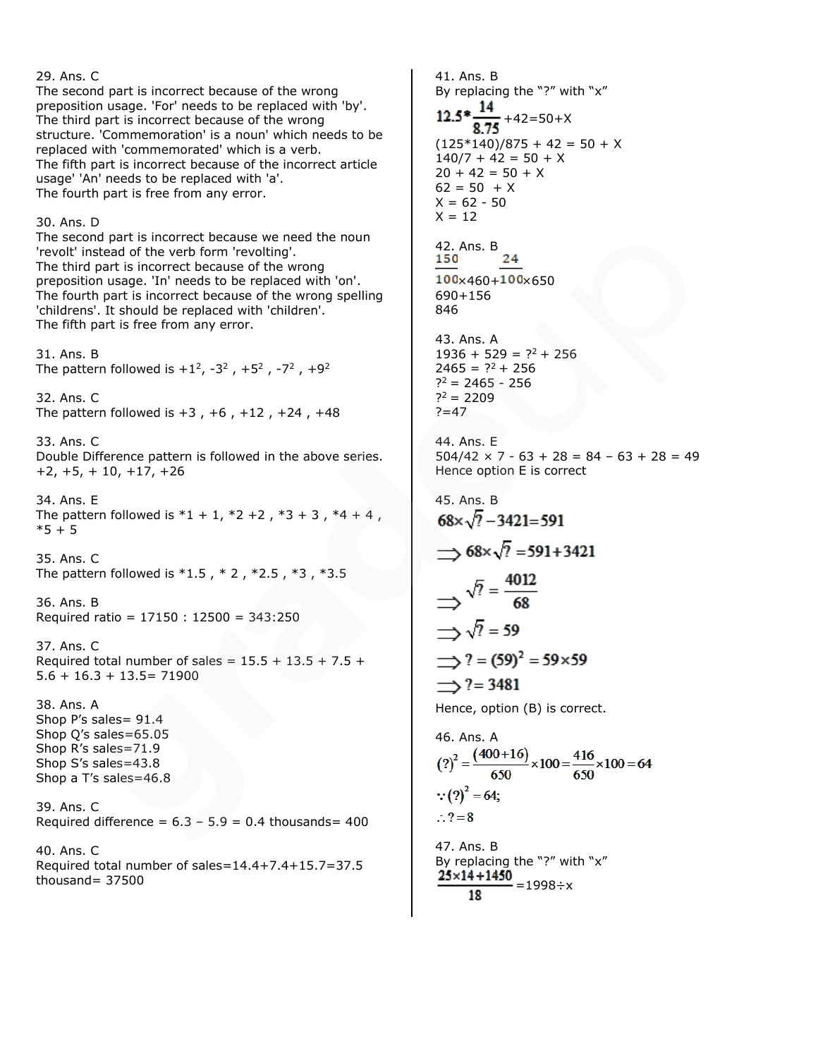29. Ans. C
The second part is incorrect because of the wrong preposition usage. 'For' needs to be replaced with 'by'.
The third part is incorrect because of the wrong structure. 'Commemoration' is a noun' which needs to be replaced with 'commemorated' which is a verb.
The fifth part is incorrect because of the incorrect article usage' 'An' needs to be replaced with 'a'.
The fourth part is free from any error.

30. Ans. D
The second part is incorrect because we need the noun 'revolt' instead of the verb form 'revolting'.
The third part is incorrect because of the wrong preposition usage. 'In' needs to be replaced with 'on'.
The fourth part is incorrect because of the wrong spelling 'childrens'. It should be replaced with 'children'.
The fifth part is free from any error.

31. Ans. B
The pattern followed is $+1^2$, $-3^2$ , $+5^2$ , $-7^2$ , $+9^2$

32. Ans. C
The pattern followed is +3 , +6 , +12 , +24 , +48

33. Ans. C
Double Difference pattern is followed in the above series.
+2, +5, + 10, +17, +26

34. Ans. E
The pattern followed is *1 + 1, *2 +2 , *3 + 3 , *4 + 4 , *5 + 5

35. Ans. C
The pattern followed is *1.5 , * 2 , *2.5 , *3 , *3.5

36. Ans. B
Required ratio = 17150 : 12500 = 343:250

37. Ans. C
Required total number of sales = 15.5 + 13.5 + 7.5 + 5.6 + 16.3 + 13.5= 71900

38. Ans. A
Shop P's sales= 91.4
Shop Q's sales=65.05
Shop R's sales=71.9
Shop S's sales=43.8
Shop a T's sales=46.8

39. Ans. C
Required difference = 6.3 – 5.9 = 0.4 thousands= 400

40. Ans. C
Required total number of sales=14.4+7.4+15.7=37.5 thousand= 37500

41. Ans. B
By replacing the "?" with "x"

$12.5*\frac{14}{8.75}+42=50+X$

(125*140)/875 + 42 = 50 + X
140/7 + 42 = 50 + X
20 + 42 = 50 + X
62 = 50 + X
X = 62 - 50
X = 12

42. Ans. B

$\frac{150}{100}\times460+\frac{24}{100}\times650$

690+156
846

43. Ans. A
$1936 + 529 = ?^2 + 256$
$2465 = ?^2 + 256$
$?^2 = 2465 - 256$
$?^2 = 2209$
?=47

44. Ans. E
504/42 × 7 - 63 + 28 = 84 – 63 + 28 = 49
Hence option E is correct

45. Ans. B

$68\times\sqrt{?}-3421=591$

$\Rightarrow 68\times\sqrt{?}=591+3421$

$\Rightarrow \sqrt{?}=\frac{4012}{68}$

$\Rightarrow \sqrt{?}=59$

$\Rightarrow ?=(59)^2=59\times59$

$\Rightarrow ?=3481$

Hence, option (B) is correct.

46. Ans. A

$(?)^2=\frac{(400+16)}{650}\times100=\frac{416}{650}\times100=64$

$\because (?)^2=64;$

$\therefore ?=8$

47. Ans. B
By replacing the "?" with "x"

$\frac{25\times14+1450}{18}=1998\div x$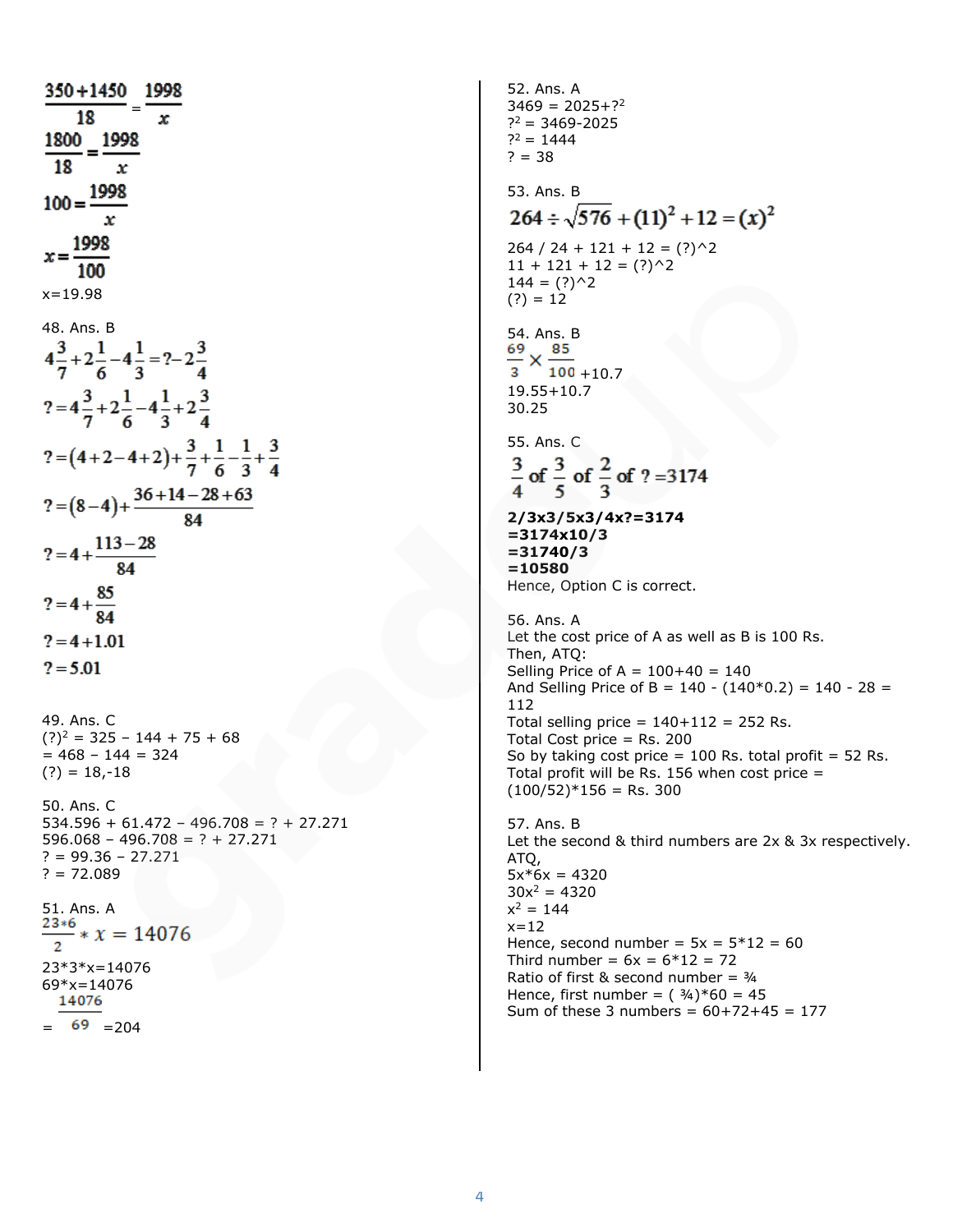$$\frac{\frac{350+1450}{18}}{} = \frac{1998}{x}$$

$$\frac{1800}{18} = \frac{1998}{x}$$

$$100 = \frac{1998}{x}$$

$$x = \frac{1998}{100}$$

x=19.98

48. Ans. B

$$4\frac{3}{7}+2\frac{1}{6}-4\frac{1}{3}=?-2\frac{3}{4}$$

$$?=4\frac{3}{7}+2\frac{1}{6}-4\frac{1}{3}+2\frac{3}{4}$$

$$?=(4+2-4+2)+\frac{3}{7}+\frac{1}{6}-\frac{1}{3}+\frac{3}{4}$$

$$?=(8-4)+\frac{36+14-28+63}{84}$$

$$?=4+\frac{113-28}{84}$$

$$?=4+\frac{85}{84}$$

$$?=4+1.01$$

$$?=5.01$$

49. Ans. C
$(?)^2$ = 325 – 144 + 75 + 68
= 468 – 144 = 324
(?) = 18,-18

50. Ans. C
534.596 + 61.472 – 496.708 = ? + 27.271
596.068 – 496.708 = ? + 27.271
? = 99.36 – 27.271
? = 72.089

51. Ans. A

$$\frac{23*6}{2} * x = 14076$$

23*3*x=14076
69*x=14076

$$= \frac{14076}{69} = 204$$

52. Ans. A
3469 = 2025+$?^2$
$?^2$ = 3469-2025
$?^2$ = 1444
? = 38

53. Ans. B

$$264 \div \sqrt{576} + (11)^2 + 12 = (x)^2$$

264 / 24 + 121 + 12 = (?)^2
11 + 121 + 12 = (?)^2
144 = (?)^2
(?) = 12

54. Ans. B

$$\frac{69}{3} \times \frac{85}{100} + 10.7$$

19.55+10.7
30.25

55. Ans. C

$$\frac{3}{4} \text{ of } \frac{3}{5} \text{ of } \frac{2}{3} \text{ of } ? = 3174$$

**2/3x3/5x3/4x?=3174**
**=3174x10/3**
**=31740/3**
**=10580**
Hence, Option C is correct.

56. Ans. A
Let the cost price of A as well as B is 100 Rs.
Then, ATQ:
Selling Price of A = 100+40 = 140
And Selling Price of B = 140 - (140*0.2) = 140 - 28 = 112
Total selling price = 140+112 = 252 Rs.
Total Cost price = Rs. 200
So by taking cost price = 100 Rs. total profit = 52 Rs.
Total profit will be Rs. 156 when cost price = (100/52)*156 = Rs. 300

57. Ans. B
Let the second & third numbers are 2x & 3x respectively.
ATQ,
5x*6x = 4320
$30x^2$ = 4320
$x^2$ = 144
x=12
Hence, second number = 5x = 5*12 = 60
Third number = 6x = 6*12 = 72
Ratio of first & second number = ¾
Hence, first number = ( ¾)*60 = 45
Sum of these 3 numbers = 60+72+45 = 177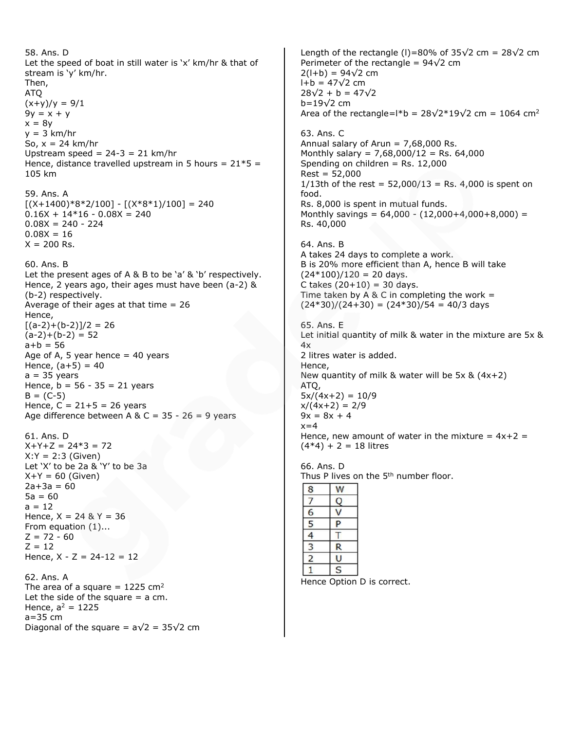58. Ans. D

Let the speed of boat in still water is 'x' km/hr & that of stream is 'y' km/hr.

Then,

ATQ

$(x+y)/y = 9/1$

$9y = x + y$

$x = 8y$

$y = 3$ km/hr

So, $x = 24$ km/hr

Upstream speed = 24-3 = 21 km/hr

Hence, distance travelled upstream in 5 hours = 21*5 = 105 km

59. Ans. A

$[(X+1400)*8*2/100] - [(X*8*1)/100] = 240$

$0.16X + 14*16 - 0.08X = 240$

$0.08X = 240 - 224$

$0.08X = 16$

X = 200 Rs.

60. Ans. B

Let the present ages of A & B to be 'a' & 'b' respectively.

Hence, 2 years ago, their ages must have been (a-2) & (b-2) respectively.

Average of their ages at that time = 26

Hence,

$[(a-2)+(b-2)]/2 = 26$

$(a-2)+(b-2) = 52$

$a+b = 56$

Age of A, 5 year hence = 40 years

Hence, $(a+5) = 40$

a = 35 years

Hence, b = 56 - 35 = 21 years

$B = (C-5)$

Hence, C = 21+5 = 26 years

Age difference between A & C = 35 - 26 = 9 years

61. Ans. D

$X+Y+Z = 24*3 = 72$

X:Y = 2:3 (Given)

Let 'X' to be 2a & 'Y' to be 3a

X+Y = 60 (Given)

$2a+3a = 60$

$5a = 60$

$a = 12$

Hence, X = 24 & Y = 36

From equation (1)...

$Z = 72 - 60$

$Z = 12$

Hence, X - Z = 24-12 = 12

62. Ans. A

The area of a square = 1225 cm$^2$

Let the side of the square = a cm.

Hence, $a^2 = 1225$

a=35 cm

Diagonal of the square = $a\sqrt{2} = 35\sqrt{2}$ cm

Length of the rectangle (l)=80% of $35\sqrt{2}$ cm = $28\sqrt{2}$ cm

Perimeter of the rectangle = $94\sqrt{2}$ cm

$2(l+b) = 94\sqrt{2}$ cm

$l+b = 47\sqrt{2}$ cm

$28\sqrt{2} + b = 47\sqrt{2}$

$b=19\sqrt{2}$ cm

Area of the rectangle=l*b = $28\sqrt{2}*19\sqrt{2}$ cm = 1064 cm$^2$

63. Ans. C

Annual salary of Arun = 7,68,000 Rs.

Monthly salary = 7,68,000/12 = Rs. 64,000

Spending on children = Rs. 12,000

Rest = 52,000

1/13th of the rest = 52,000/13 = Rs. 4,000 is spent on food.

Rs. 8,000 is spent in mutual funds.

Monthly savings = 64,000 - (12,000+4,000+8,000) = Rs. 40,000

64. Ans. B

A takes 24 days to complete a work.

B is 20% more efficient than A, hence B will take (24*100)/120 = 20 days.

C takes (20+10) = 30 days.

Time taken by A & C in completing the work = (24*30)/(24+30) = (24*30)/54 = 40/3 days

65. Ans. E

Let initial quantity of milk & water in the mixture are 5x & 4x

2 litres water is added.

Hence,

New quantity of milk & water will be 5x & (4x+2)

ATQ,

$5x/(4x+2) = 10/9$

$x/(4x+2) = 2/9$

$9x = 8x + 4$

$x=4$

Hence, new amount of water in the mixture = 4x+2 = (4*4) + 2 = 18 litres

66. Ans. D

Thus P lives on the 5th number floor.

| | |
|---|---|
| 8 | W |
| 7 | Q |
| 6 | V |
| 5 | P |
| 4 | T |
| 3 | R |
| 2 | U |
| 1 | S |

Hence Option D is correct.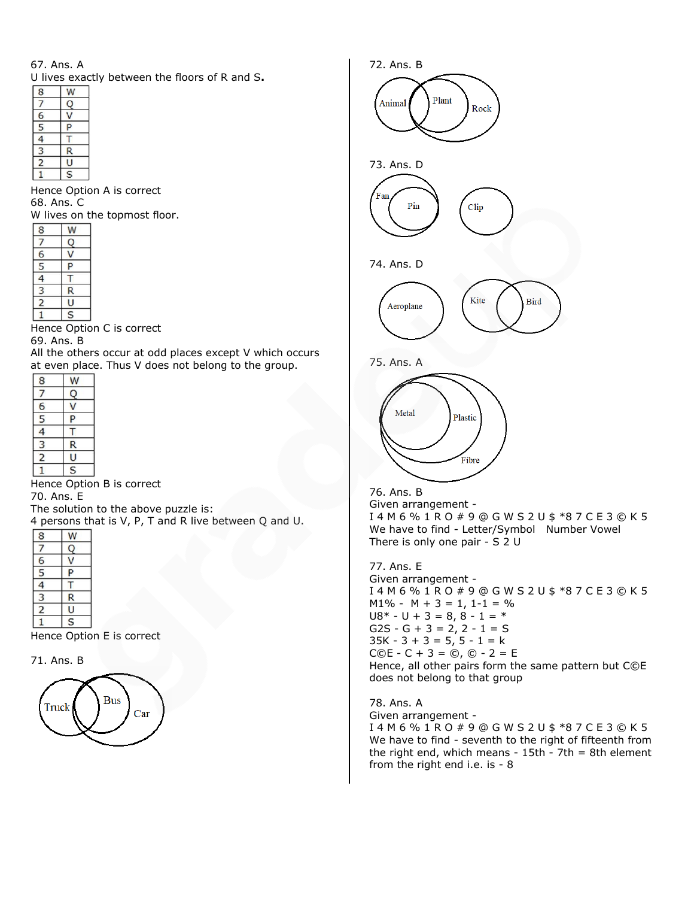67. Ans. A

U lives exactly between the floors of R and S**.**

| 8 | W |
|---|---|
| 7 | Q |
| 6 | V |
| 5 | P |
| 4 | T |
| 3 | R |
| 2 | U |
| 1 | S |

Hence Option A is correct

68. Ans. C

W lives on the topmost floor.

| 8 | W |
|---|---|
| 7 | Q |
| 6 | V |
| 5 | P |
| 4 | T |
| 3 | R |
| 2 | U |
| 1 | S |

Hence Option C is correct

69. Ans. B

All the others occur at odd places except V which occurs at even place. Thus V does not belong to the group.

| 8 | W |
|---|---|
| 7 | Q |
| 6 | V |
| 5 | P |
| 4 | T |
| 3 | R |
| 2 | U |
| 1 | S |

Hence Option B is correct

70. Ans. E

The solution to the above puzzle is:

4 persons that is V, P, T and R live between Q and U.

| 8 | W |
|---|---|
| 7 | Q |
| 6 | V |
| 5 | P |
| 4 | T |
| 3 | R |
| 2 | U |
| 1 | S |

Hence Option E is correct

71. Ans. B

Truck Bus Car

72. Ans. B

Animal Plant Rock

73. Ans. D

Fan Pin Clip

74. Ans. D

Aeroplane Kite Bird

75. Ans. A

Metal Plastic Fibre

76. Ans. B

Given arrangement -

I 4 M 6 % 1 R O # 9 @ G W S 2 U $ *8 7 C E 3 © K 5

We have to find - Letter/Symbol Number Vowel

There is only one pair - S 2 U

77. Ans. E

Given arrangement -

I 4 M 6 % 1 R O # 9 @ G W S 2 U $ *8 7 C E 3 © K 5

M1% - M + 3 = 1, 1-1 = %

U8* - U + 3 = 8, 8 - 1 = *

G2S - G + 3 = 2, 2 - 1 = S

35K - 3 + 3 = 5, 5 - 1 = k

C©E - C + 3 = ©, © - 2 = E

Hence, all other pairs form the same pattern but C©E does not belong to that group

78. Ans. A

Given arrangement -

I 4 M 6 % 1 R O # 9 @ G W S 2 U $ *8 7 C E 3 © K 5

We have to find - seventh to the right of fifteenth from the right end, which means - 15th - 7th = 8th element from the right end i.e. is - 8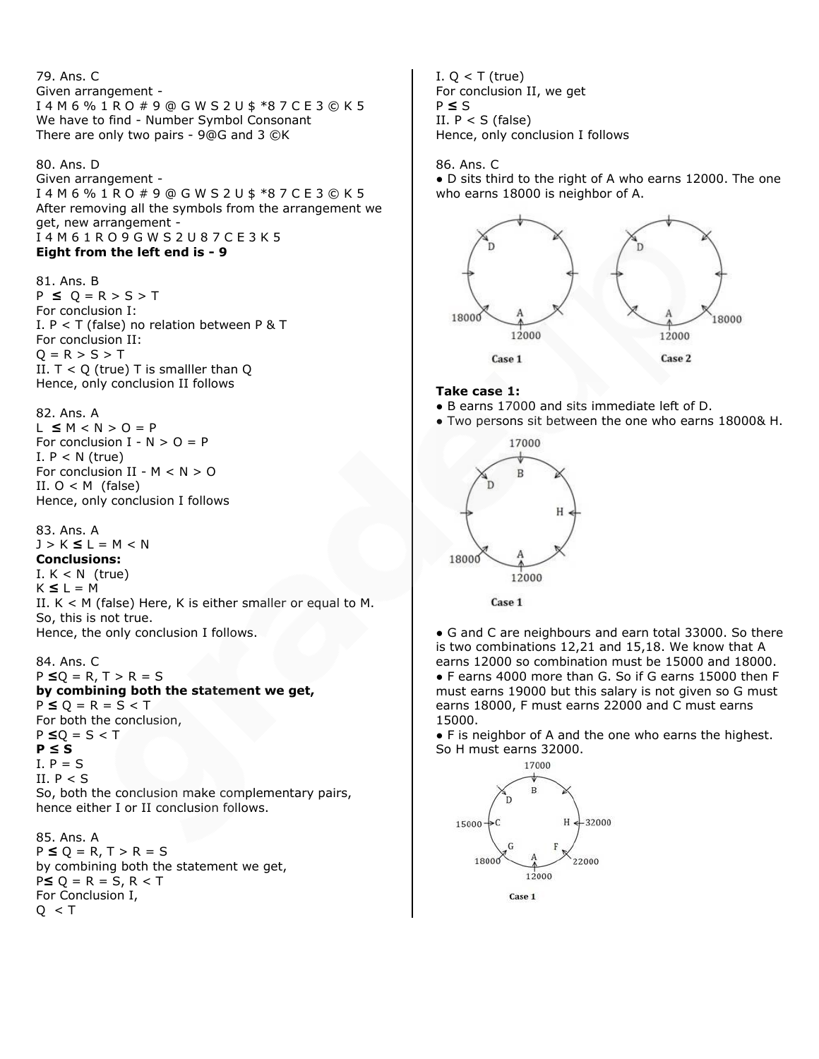79. Ans. C
Given arrangement -
I 4 M 6 % 1 R O # 9 @ G W S 2 U $ *8 7 C E 3 © K 5
We have to find - Number Symbol Consonant
There are only two pairs - 9@G and 3 ©K

80. Ans. D
Given arrangement -
I 4 M 6 % 1 R O # 9 @ G W S 2 U $ *8 7 C E 3 © K 5
After removing all the symbols from the arrangement we get, new arrangement -
I 4 M 6 1 R O 9 G W S 2 U 8 7 C E 3 K 5
**Eight from the left end is - 9**

81. Ans. B
P ≤ Q = R > S > T
For conclusion I:
I. P < T (false) no relation between P & T
For conclusion II:
Q = R > S > T
II. T < Q (true) T is smalller than Q
Hence, only conclusion II follows

82. Ans. A
L ≤ M < N > O = P
For conclusion I - N > O = P
I. P < N (true)
For conclusion II - M < N > O
II. O < M (false)
Hence, only conclusion I follows

83. Ans. A
J > K ≤ L = M < N
**Conclusions:**
I. K < N (true)
K ≤ L = M
II. K < M (false) Here, K is either smaller or equal to M. So, this is not true.
Hence, the only conclusion I follows.

84. Ans. C
P ≤Q = R, T > R = S
**by combining both the statement we get,**
P ≤ Q = R = S < T
For both the conclusion,
P ≤Q = S < T
**P ≤ S**
I. P = S
II. P < S
So, both the conclusion make complementary pairs, hence either I or II conclusion follows.

85. Ans. A
P ≤ Q = R, T > R = S
by combining both the statement we get,
P≤ Q = R = S, R < T
For Conclusion I,
Q < T
I. Q < T (true)
For conclusion II, we get
P ≤ S
II. P < S (false)
Hence, only conclusion I follows

86. Ans. C
- D sits third to the right of A who earns 12000. The one who earns 18000 is neighbor of A.

Case 1 | Case 2

**Take case 1:**
- B earns 17000 and sits immediate left of D.
- Two persons sit between the one who earns 18000& H.

Case 1

- G and C are neighbours and earn total 33000. So there is two combinations 12,21 and 15,18. We know that A earns 12000 so combination must be 15000 and 18000.
- F earns 4000 more than G. So if G earns 15000 then F must earns 19000 but this salary is not given so G must earns 18000, F must earns 22000 and C must earns 15000.
- F is neighbor of A and the one who earns the highest. So H must earns 32000.

Case 1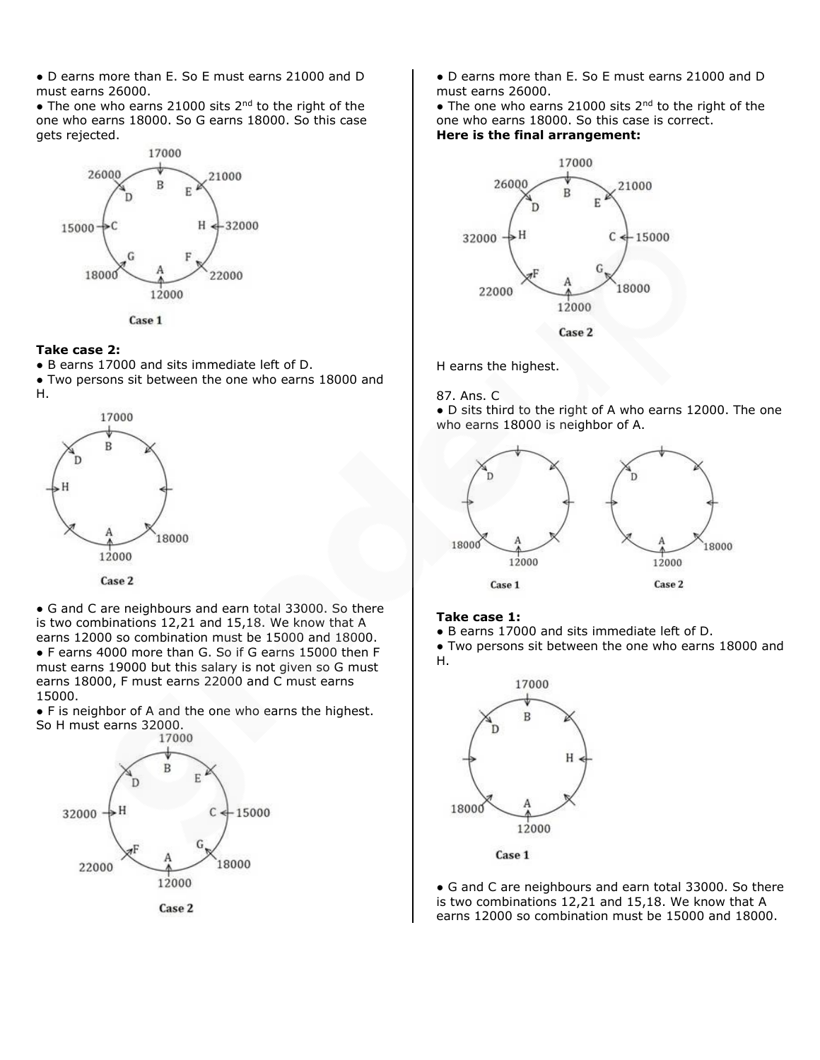● D earns more than E. So E must earns 21000 and D must earns 26000.

● The one who earns 21000 sits 2nd to the right of the one who earns 18000. So G earns 18000. So this case gets rejected.

Case 1

**Take case 2:**

● B earns 17000 and sits immediate left of D.

● Two persons sit between the one who earns 18000 and H.

Case 2

● G and C are neighbours and earn total 33000. So there is two combinations 12,21 and 15,18. We know that A earns 12000 so combination must be 15000 and 18000.

● F earns 4000 more than G. So if G earns 15000 then F must earns 19000 but this salary is not given so G must earns 18000, F must earns 22000 and C must earns 15000.

● F is neighbor of A and the one who earns the highest. So H must earns 32000.

Case 2

● D earns more than E. So E must earns 21000 and D must earns 26000.

● The one who earns 21000 sits 2nd to the right of the one who earns 18000. So this case is correct.

**Here is the final arrangement:**

Case 2

H earns the highest.

87. Ans. C

● D sits third to the right of A who earns 12000. The one who earns 18000 is neighbor of A.

Case 1 Case 2

**Take case 1:**

● B earns 17000 and sits immediate left of D.

● Two persons sit between the one who earns 18000 and H.

Case 1

● G and C are neighbours and earn total 33000. So there is two combinations 12,21 and 15,18. We know that A earns 12000 so combination must be 15000 and 18000.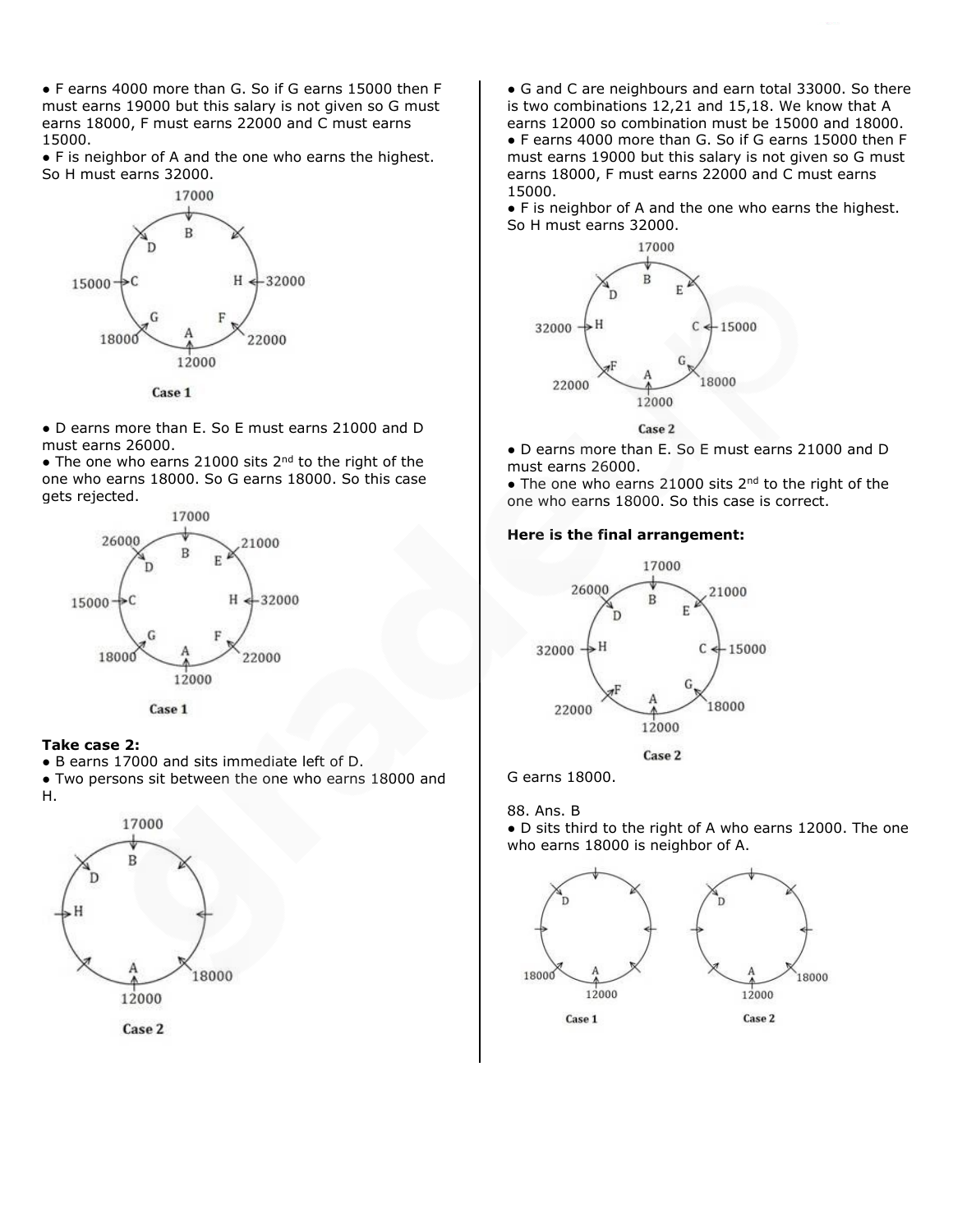- F earns 4000 more than G. So if G earns 15000 then F must earns 19000 but this salary is not given so G must earns 18000, F must earns 22000 and C must earns 15000.
- F is neighbor of A and the one who earns the highest. So H must earns 32000.

Case 1

- D earns more than E. So E must earns 21000 and D must earns 26000.
- The one who earns 21000 sits 2nd to the right of the one who earns 18000. So G earns 18000. So this case gets rejected.

Case 1

**Take case 2:**

- B earns 17000 and sits immediate left of D.
- Two persons sit between the one who earns 18000 and H.

Case 2

- G and C are neighbours and earn total 33000. So there is two combinations 12,21 and 15,18. We know that A earns 12000 so combination must be 15000 and 18000.
- F earns 4000 more than G. So if G earns 15000 then F must earns 19000 but this salary is not given so G must earns 18000, F must earns 22000 and C must earns 15000.
- F is neighbor of A and the one who earns the highest. So H must earns 32000.

Case 2

- D earns more than E. So E must earns 21000 and D must earns 26000.
- The one who earns 21000 sits 2nd to the right of the one who earns 18000. So this case is correct.

**Here is the final arrangement:**

Case 2

G earns 18000.

88. Ans. B

- D sits third to the right of A who earns 12000. The one who earns 18000 is neighbor of A.

Case 1 Case 2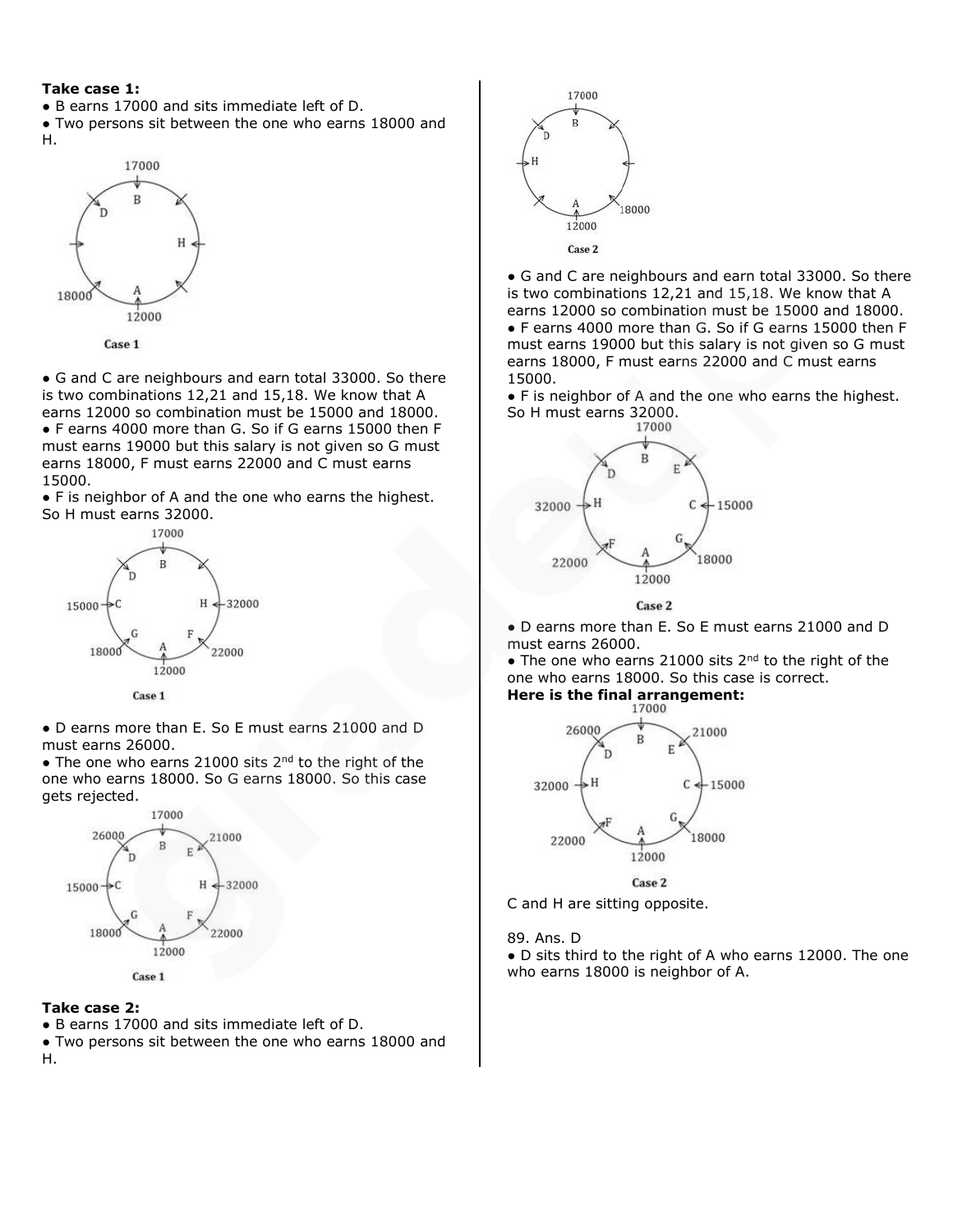**Take case 1:**

- B earns 17000 and sits immediate left of D.
- Two persons sit between the one who earns 18000 and H.

Case 1

- G and C are neighbours and earn total 33000. So there is two combinations 12,21 and 15,18. We know that A earns 12000 so combination must be 15000 and 18000.
- F earns 4000 more than G. So if G earns 15000 then F must earns 19000 but this salary is not given so G must earns 18000, F must earns 22000 and C must earns 15000.
- F is neighbor of A and the one who earns the highest. So H must earns 32000.

Case 1

- D earns more than E. So E must earns 21000 and D must earns 26000.
- The one who earns 21000 sits 2nd to the right of the one who earns 18000. So G earns 18000. So this case gets rejected.

Case 1

**Take case 2:**

- B earns 17000 and sits immediate left of D.
- Two persons sit between the one who earns 18000 and H.

Case 2

- G and C are neighbours and earn total 33000. So there is two combinations 12,21 and 15,18. We know that A earns 12000 so combination must be 15000 and 18000.
- F earns 4000 more than G. So if G earns 15000 then F must earns 19000 but this salary is not given so G must earns 18000, F must earns 22000 and C must earns 15000.
- F is neighbor of A and the one who earns the highest. So H must earns 32000.

Case 2

- D earns more than E. So E must earns 21000 and D must earns 26000.
- The one who earns 21000 sits 2nd to the right of the one who earns 18000. So this case is correct.

**Here is the final arrangement:**

Case 2

C and H are sitting opposite.

89. Ans. D

- D sits third to the right of A who earns 12000. The one who earns 18000 is neighbor of A.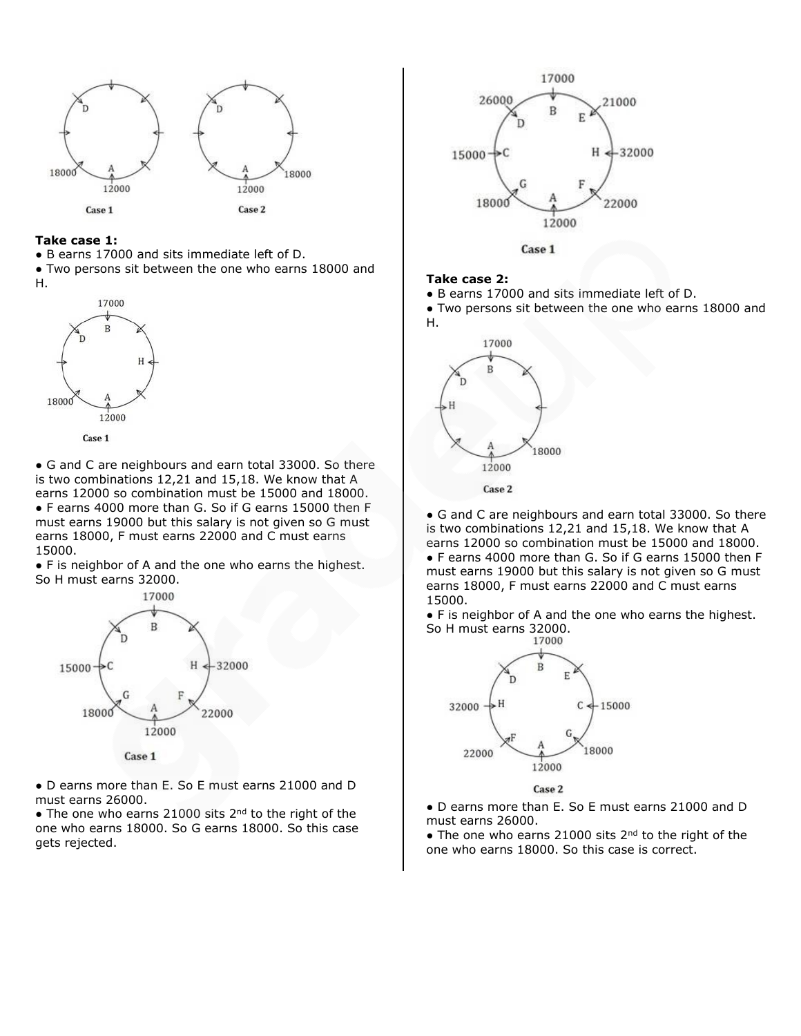Case 1

Case 2

**Take case 1:**

- B earns 17000 and sits immediate left of D.
- Two persons sit between the one who earns 18000 and H.

Case 1

- G and C are neighbours and earn total 33000. So there is two combinations 12,21 and 15,18. We know that A earns 12000 so combination must be 15000 and 18000.
- F earns 4000 more than G. So if G earns 15000 then F must earns 19000 but this salary is not given so G must earns 18000, F must earns 22000 and C must earns 15000.
- F is neighbor of A and the one who earns the highest. So H must earns 32000.

Case 1

- D earns more than E. So E must earns 21000 and D must earns 26000.
- The one who earns 21000 sits 2nd to the right of the one who earns 18000. So G earns 18000. So this case gets rejected.

Case 1

**Take case 2:**

- B earns 17000 and sits immediate left of D.
- Two persons sit between the one who earns 18000 and H.

Case 2

- G and C are neighbours and earn total 33000. So there is two combinations 12,21 and 15,18. We know that A earns 12000 so combination must be 15000 and 18000.
- F earns 4000 more than G. So if G earns 15000 then F must earns 19000 but this salary is not given so G must earns 18000, F must earns 22000 and C must earns 15000.
- F is neighbor of A and the one who earns the highest. So H must earns 32000.

Case 2

- D earns more than E. So E must earns 21000 and D must earns 26000.
- The one who earns 21000 sits 2nd to the right of the one who earns 18000. So this case is correct.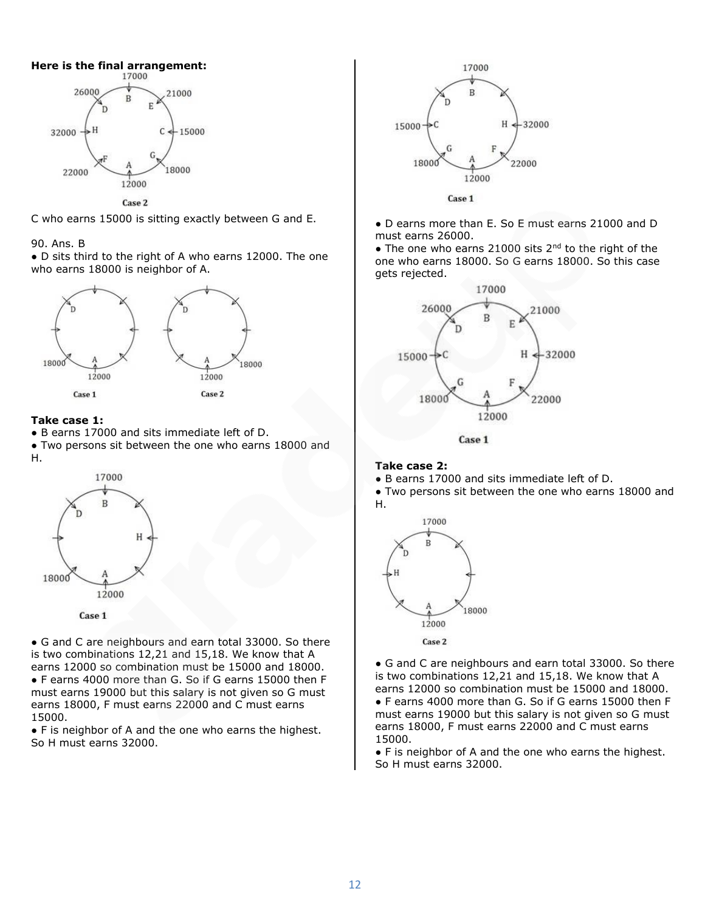**Here is the final arrangement:**

Case 2

C who earns 15000 is sitting exactly between G and E.

90. Ans. B

- D sits third to the right of A who earns 12000. The one who earns 18000 is neighbor of A.

Case 1 Case 2

**Take case 1:**

- B earns 17000 and sits immediate left of D.
- Two persons sit between the one who earns 18000 and H.

Case 1

- G and C are neighbours and earn total 33000. So there is two combinations 12,21 and 15,18. We know that A earns 12000 so combination must be 15000 and 18000.
- F earns 4000 more than G. So if G earns 15000 then F must earns 19000 but this salary is not given so G must earns 18000, F must earns 22000 and C must earns 15000.
- F is neighbor of A and the one who earns the highest. So H must earns 32000.

Case 1

- D earns more than E. So E must earns 21000 and D must earns 26000.
- The one who earns 21000 sits 2nd to the right of the one who earns 18000. So G earns 18000. So this case gets rejected.

Case 1

**Take case 2:**

- B earns 17000 and sits immediate left of D.
- Two persons sit between the one who earns 18000 and H.

Case 2

- G and C are neighbours and earn total 33000. So there is two combinations 12,21 and 15,18. We know that A earns 12000 so combination must be 15000 and 18000.
- F earns 4000 more than G. So if G earns 15000 then F must earns 19000 but this salary is not given so G must earns 18000, F must earns 22000 and C must earns 15000.
- F is neighbor of A and the one who earns the highest. So H must earns 32000.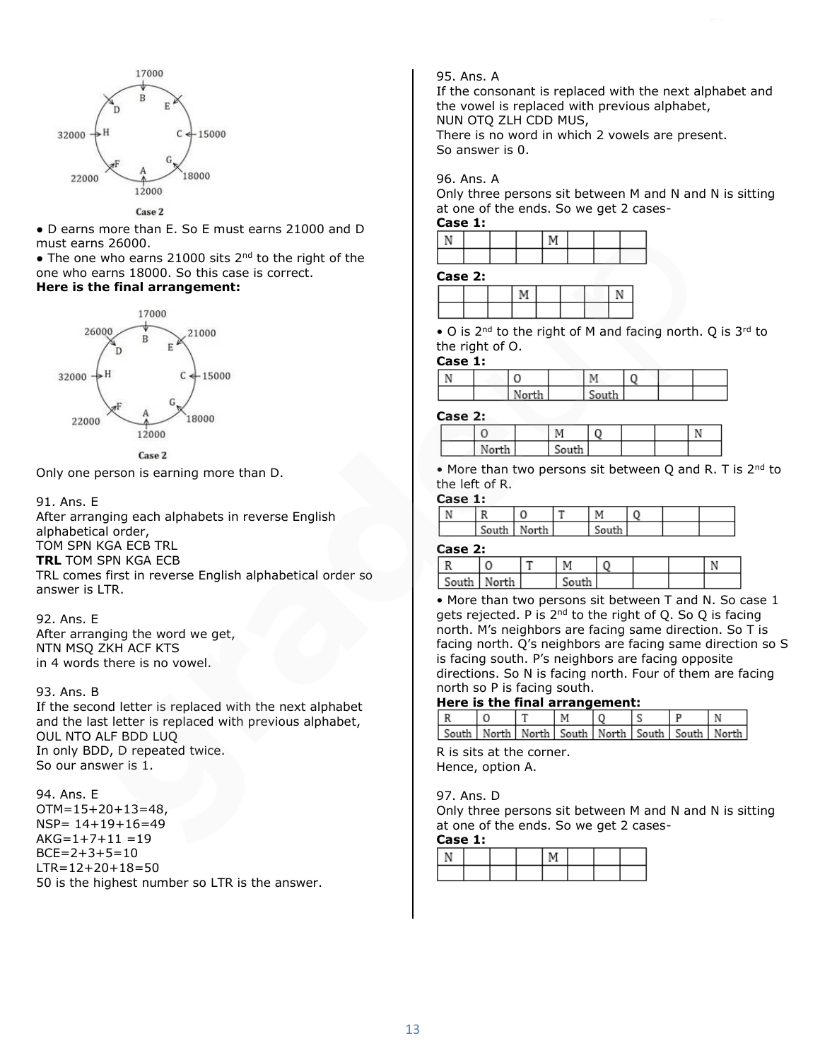Case 2

- D earns more than E. So E must earns 21000 and D must earns 26000.
- The one who earns 21000 sits 2nd to the right of the one who earns 18000. So this case is correct.

**Here is the final arrangement:**

Case 2

Only one person is earning more than D.

91. Ans. E
After arranging each alphabets in reverse English alphabetical order,
TOM SPN KGA ECB TRL
**TRL** TOM SPN KGA ECB
TRL comes first in reverse English alphabetical order so answer is LTR.

92. Ans. E
After arranging the word we get,
NTN MSQ ZKH ACF KTS
in 4 words there is no vowel.

93. Ans. B
If the second letter is replaced with the next alphabet and the last letter is replaced with previous alphabet,
OUL NTO ALF BDD LUQ
In only BDD, D repeated twice.
So our answer is 1.

94. Ans. E
OTM=15+20+13=48,
NSP= 14+19+16=49
AKG=1+7+11 =19
BCE=2+3+5=10
LTR=12+20+18=50
50 is the highest number so LTR is the answer.

95. Ans. A
If the consonant is replaced with the next alphabet and the vowel is replaced with previous alphabet,
NUN OTQ ZLH CDD MUS,
There is no word in which 2 vowels are present.
So answer is 0.

96. Ans. A
Only three persons sit between M and N and N is sitting at one of the ends. So we get 2 cases-

**Case 1:**

| N | | | | M | | | |
|---|---|---|---|---|---|---|---|
| | | | | | | | |

**Case 2:**

| | | | M | | | | N |
|---|---|---|---|---|---|---|---|
| | | | | | | | |

- O is 2nd to the right of M and facing north. Q is 3rd to the right of O.

**Case 1:**

| N | | O | | M | Q | | |
|---|---|---|---|---|---|---|---|
| | | North | | South | | | |

**Case 2:**

| | O | | M | Q | | | N |
|---|---|---|---|---|---|---|---|
| | North | | South | | | | |

- More than two persons sit between Q and R. T is 2nd to the left of R.

**Case 1:**

| N | R | O | T | M | Q | | |
|---|---|---|---|---|---|---|---|
| | South | North | | South | | | |

**Case 2:**

| R | O | T | M | Q | | | N |
|---|---|---|---|---|---|---|---|
| South | North | | South | | | | |

- More than two persons sit between T and N. So case 1 gets rejected. P is 2nd to the right of Q. So Q is facing north. M's neighbors are facing same direction. So T is facing north. Q's neighbors are facing same direction so S is facing south. P's neighbors are facing opposite directions. So N is facing north. Four of them are facing north so P is facing south.

**Here is the final arrangement:**

| R | O | T | M | Q | S | P | N |
|---|---|---|---|---|---|---|---|
| South | North | North | South | North | South | South | North |

R is sits at the corner.
Hence, option A.

97. Ans. D
Only three persons sit between M and N and N is sitting at one of the ends. So we get 2 cases-

**Case 1:**

| N | | | | M | | | |
|---|---|---|---|---|---|---|---|
| | | | | | | | |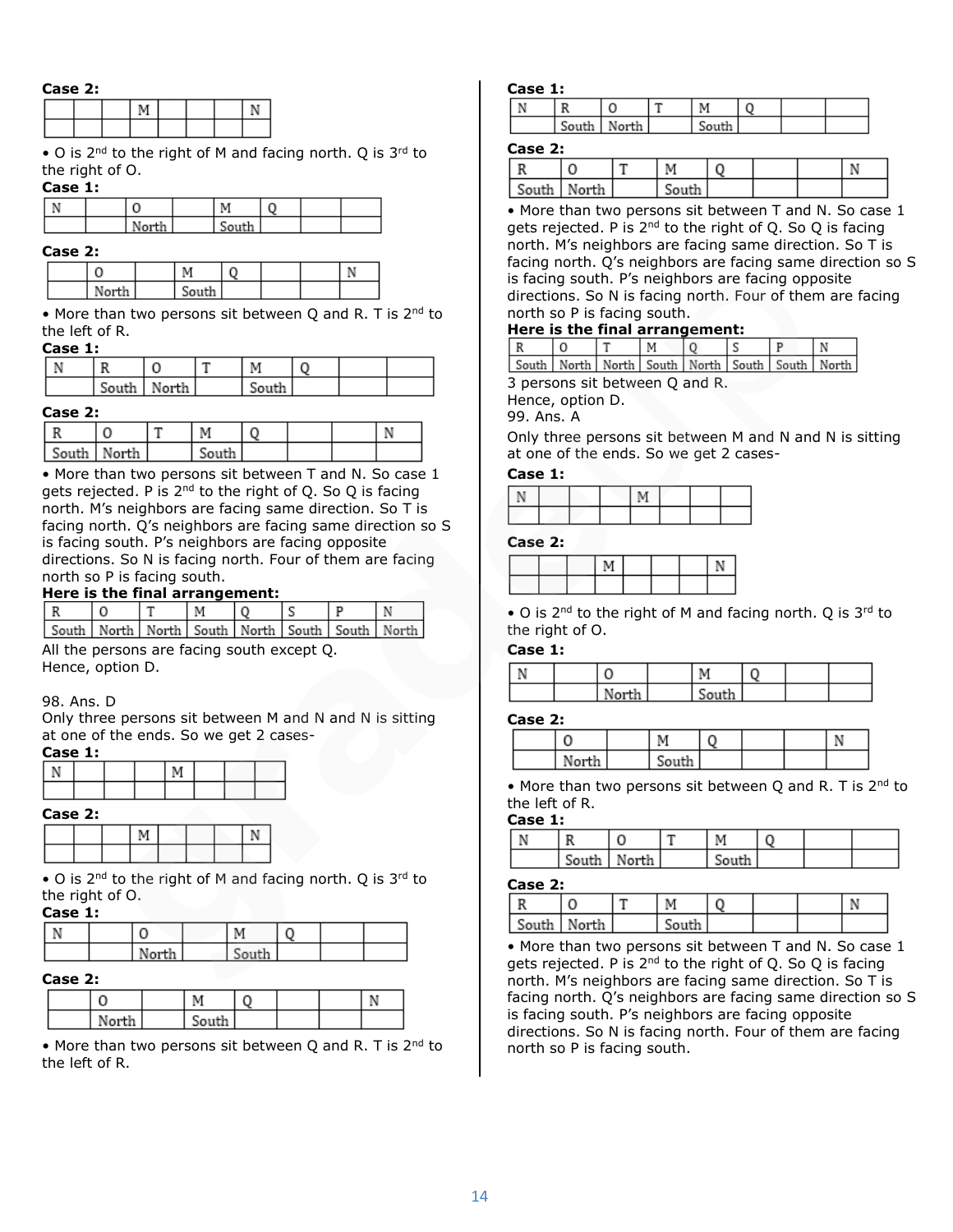**Case 2:**

| | | | M | | | | N |
|---|---|---|---|---|---|---|---|
| | | | | | | | |

• O is 2nd to the right of M and facing north. Q is 3rd to the right of O.

**Case 1:**

| N | | O | | M | Q | | |
|---|---|---|---|---|---|---|---|
| | | North | | South | | | |

**Case 2:**

| | O | | M | Q | | | N |
|---|---|---|---|---|---|---|---|
| | North | | South | | | | |

• More than two persons sit between Q and R. T is 2nd to the left of R.

**Case 1:**

| N | R | O | T | M | Q | | |
|---|---|---|---|---|---|---|---|
| | South | North | | South | | | |

**Case 2:**

| R | O | T | M | Q | | | N |
|---|---|---|---|---|---|---|---|
| South | North | | South | | | | |

• More than two persons sit between T and N. So case 1 gets rejected. P is 2nd to the right of Q. So Q is facing north. M's neighbors are facing same direction. So T is facing north. Q's neighbors are facing same direction so S is facing south. P's neighbors are facing opposite directions. So N is facing north. Four of them are facing north so P is facing south.

**Here is the final arrangement:**

| R | O | T | M | Q | S | P | N |
|---|---|---|---|---|---|---|---|
| South | North | North | South | North | South | South | North |

All the persons are facing south except Q.
Hence, option D.

98. Ans. D

Only three persons sit between M and N and N is sitting at one of the ends. So we get 2 cases-

**Case 1:**

| N | | | | M | | | |
|---|---|---|---|---|---|---|---|
| | | | | | | | |

**Case 2:**

| | | | M | | | | N |
|---|---|---|---|---|---|---|---|
| | | | | | | | |

• O is 2nd to the right of M and facing north. Q is 3rd to the right of O.

**Case 1:**

| N | | O | | M | Q | | |
|---|---|---|---|---|---|---|---|
| | | North | | South | | | |

**Case 2:**

| | O | | M | Q | | | N |
|---|---|---|---|---|---|---|---|
| | North | | South | | | | |

• More than two persons sit between Q and R. T is 2nd to the left of R.

**Case 1:**

| N | R | O | T | M | Q | | |
|---|---|---|---|---|---|---|---|
| | South | North | | South | | | |

**Case 2:**

| R | O | T | M | Q | | | N |
|---|---|---|---|---|---|---|---|
| South | North | | South | | | | |

• More than two persons sit between T and N. So case 1 gets rejected. P is 2nd to the right of Q. So Q is facing north. M's neighbors are facing same direction. So T is facing north. Q's neighbors are facing same direction so S is facing south. P's neighbors are facing opposite directions. So N is facing north. Four of them are facing north so P is facing south.

**Here is the final arrangement:**

| R | O | T | M | Q | S | P | N |
|---|---|---|---|---|---|---|---|
| South | North | North | South | North | South | South | North |

3 persons sit between Q and R.
Hence, option D.

99. Ans. A

Only three persons sit between M and N and N is sitting at one of the ends. So we get 2 cases-

**Case 1:**

| N | | | | M | | | |
|---|---|---|---|---|---|---|---|
| | | | | | | | |

**Case 2:**

| | | | M | | | | N |
|---|---|---|---|---|---|---|---|
| | | | | | | | |

• O is 2nd to the right of M and facing north. Q is 3rd to the right of O.

**Case 1:**

| N | | O | | M | Q | | |
|---|---|---|---|---|---|---|---|
| | | North | | South | | | |

**Case 2:**

| | O | | M | Q | | | N |
|---|---|---|---|---|---|---|---|
| | North | | South | | | | |

• More than two persons sit between Q and R. T is 2nd to the left of R.

**Case 1:**

| N | R | O | T | M | Q | | |
|---|---|---|---|---|---|---|---|
| | South | North | | South | | | |

**Case 2:**

| R | O | T | M | Q | | | N |
|---|---|---|---|---|---|---|---|
| South | North | | South | | | | |

• More than two persons sit between T and N. So case 1 gets rejected. P is 2nd to the right of Q. So Q is facing north. M's neighbors are facing same direction. So T is facing north. Q's neighbors are facing same direction so S is facing south. P's neighbors are facing opposite directions. So N is facing north. Four of them are facing north so P is facing south.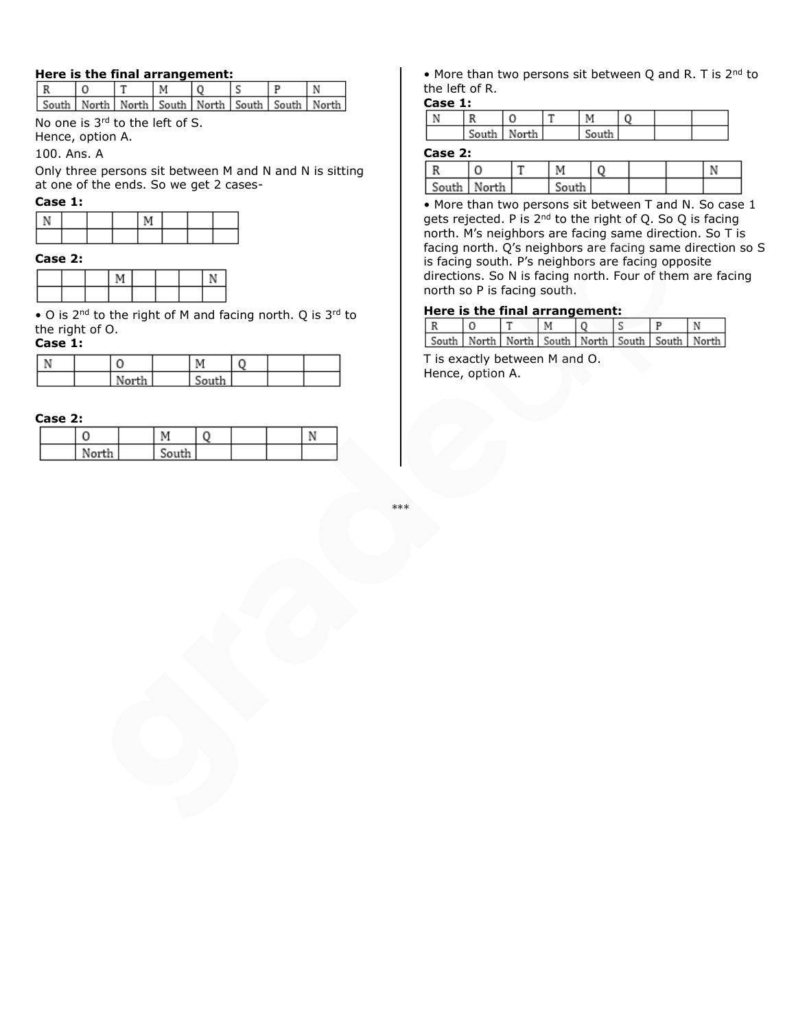**Here is the final arrangement:**

| | | | | | | | |
|---|---|---|---|---|---|---|---|
| R | O | T | M | Q | S | P | N |
| South | North | North | South | North | South | South | North |

No one is 3rd to the left of S.
Hence, option A.

100. Ans. A

Only three persons sit between M and N and N is sitting at one of the ends. So we get 2 cases-

**Case 1:**

| | | | | | | | |
|---|---|---|---|---|---|---|---|
| N | | | | M | | | |
| | | | | | | | |

**Case 2:**

| | | | | | | | |
|---|---|---|---|---|---|---|---|
| | | | M | | | | N |
| | | | | | | | |

• O is 2nd to the right of M and facing north. Q is 3rd to the right of O.

**Case 1:**

| | | | | | | | |
|---|---|---|---|---|---|---|---|
| N | | O | | M | Q | | |
| | | North | | South | | | |

**Case 2:**

| | | | | | | | |
|---|---|---|---|---|---|---|---|
| | O | | M | Q | | | N |
| | North | | South | | | | |

• More than two persons sit between Q and R. T is 2nd to the left of R.

**Case 1:**

| | | | | | | | |
|---|---|---|---|---|---|---|---|
| N | R | O | T | M | Q | | |
| | South | North | | South | | | |

**Case 2:**

| | | | | | | | |
|---|---|---|---|---|---|---|---|
| R | O | T | M | Q | | | N |
| South | North | | South | | | | |

• More than two persons sit between T and N. So case 1 gets rejected. P is 2nd to the right of Q. So Q is facing north. M's neighbors are facing same direction. So T is facing north. Q's neighbors are facing same direction so S is facing south. P's neighbors are facing opposite directions. So N is facing north. Four of them are facing north so P is facing south.

**Here is the final arrangement:**

| | | | | | | | |
|---|---|---|---|---|---|---|---|
| R | O | T | M | Q | S | P | N |
| South | North | North | South | North | South | South | North |

T is exactly between M and O.
Hence, option A.

***